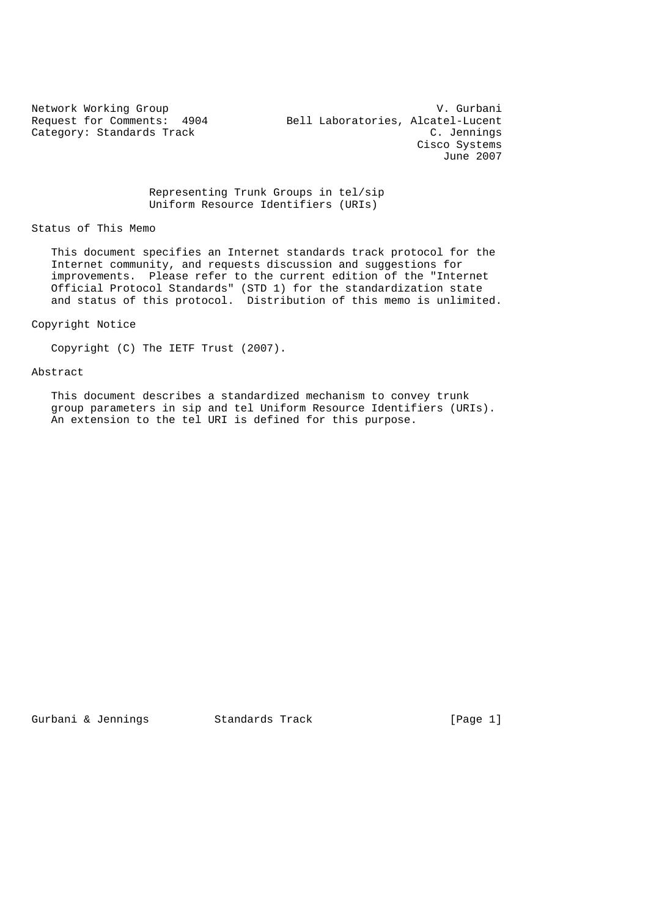Network Working Group V. Gurbani
Request for Comments: 4904 Bell Laboratories, Alcatel-Lucent
Category: Standards Track C. Jennings
Cisco Systems
June 2007

# Representing Trunk Groups in tel/sip Uniform Resource Identifiers (URIs)

## Status of This Memo

This document specifies an Internet standards track protocol for the Internet community, and requests discussion and suggestions for improvements. Please refer to the current edition of the "Internet Official Protocol Standards" (STD 1) for the standardization state and status of this protocol. Distribution of this memo is unlimited.

## Copyright Notice

Copyright (C) The IETF Trust (2007).

## Abstract

This document describes a standardized mechanism to convey trunk group parameters in sip and tel Uniform Resource Identifiers (URIs). An extension to the tel URI is defined for this purpose.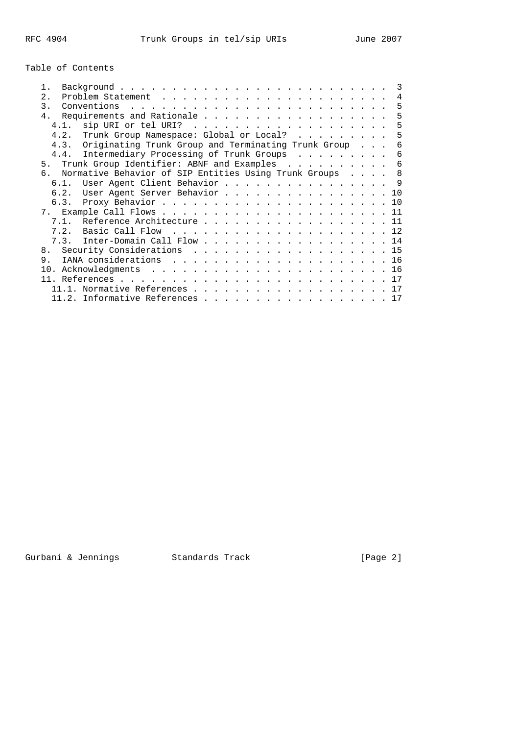Table of Contents

```
   1.  Background . . . . . . . . . . . . . . . . . . . . . . . . . .  3
   2.  Problem Statement  . . . . . . . . . . . . . . . . . . . . . .  4
   3.  Conventions  . . . . . . . . . . . . . . . . . . . . . . . . .  5
   4.  Requirements and Rationale . . . . . . . . . . . . . . . . . .  5
     4.1.  sip URI or tel URI?  . . . . . . . . . . . . . . . . . . .  5
     4.2.  Trunk Group Namespace: Global or Local?  . . . . . . . . .  5
     4.3.  Originating Trunk Group and Terminating Trunk Group  . . .  6
     4.4.  Intermediary Processing of Trunk Groups  . . . . . . . . .  6
   5.  Trunk Group Identifier: ABNF and Examples  . . . . . . . . . .  6
   6.  Normative Behavior of SIP Entities Using Trunk Groups  . . . .  8
     6.1.  User Agent Client Behavior . . . . . . . . . . . . . . . .  9
     6.2.  User Agent Server Behavior . . . . . . . . . . . . . . . . 10
     6.3.  Proxy Behavior . . . . . . . . . . . . . . . . . . . . . . 10
   7.  Example Call Flows . . . . . . . . . . . . . . . . . . . . . . 11
     7.1.  Reference Architecture . . . . . . . . . . . . . . . . . . 11
     7.2.  Basic Call Flow  . . . . . . . . . . . . . . . . . . . . . 12
     7.3.  Inter-Domain Call Flow . . . . . . . . . . . . . . . . . . 14
   8.  Security Considerations  . . . . . . . . . . . . . . . . . . . 15
   9.  IANA considerations  . . . . . . . . . . . . . . . . . . . . . 16
   10. Acknowledgments  . . . . . . . . . . . . . . . . . . . . . . . 16
   11. References . . . . . . . . . . . . . . . . . . . . . . . . . . 17
     11.1. Normative References . . . . . . . . . . . . . . . . . . . 17
     11.2. Informative References . . . . . . . . . . . . . . . . . . 17
```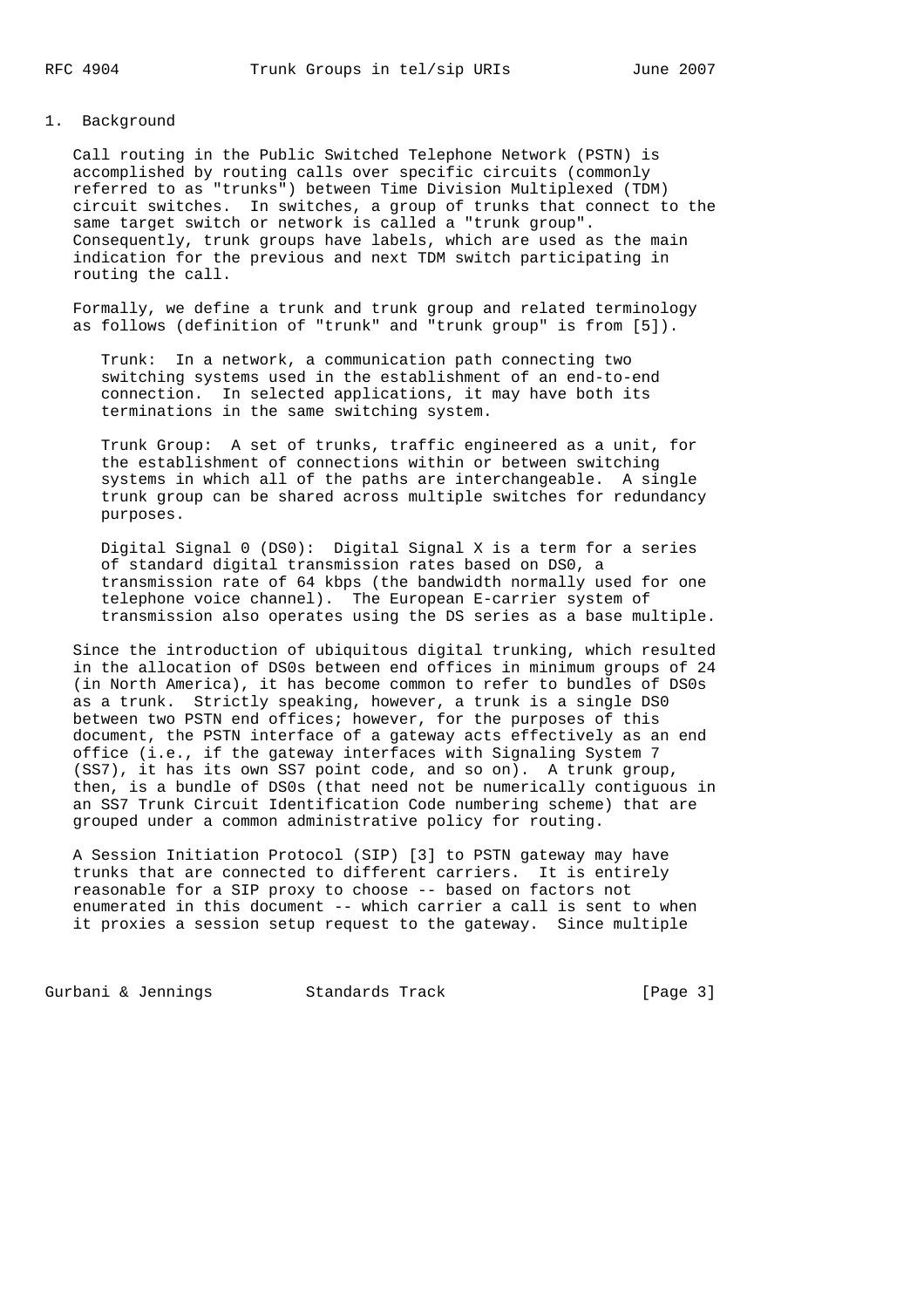## 1. Background

Call routing in the Public Switched Telephone Network (PSTN) is accomplished by routing calls over specific circuits (commonly referred to as "trunks") between Time Division Multiplexed (TDM) circuit switches. In switches, a group of trunks that connect to the same target switch or network is called a "trunk group". Consequently, trunk groups have labels, which are used as the main indication for the previous and next TDM switch participating in routing the call.

Formally, we define a trunk and trunk group and related terminology as follows (definition of "trunk" and "trunk group" is from [5]).

Trunk: In a network, a communication path connecting two switching systems used in the establishment of an end-to-end connection. In selected applications, it may have both its terminations in the same switching system.

Trunk Group: A set of trunks, traffic engineered as a unit, for the establishment of connections within or between switching systems in which all of the paths are interchangeable. A single trunk group can be shared across multiple switches for redundancy purposes.

Digital Signal 0 (DS0): Digital Signal X is a term for a series of standard digital transmission rates based on DS0, a transmission rate of 64 kbps (the bandwidth normally used for one telephone voice channel). The European E-carrier system of transmission also operates using the DS series as a base multiple.

Since the introduction of ubiquitous digital trunking, which resulted in the allocation of DS0s between end offices in minimum groups of 24 (in North America), it has become common to refer to bundles of DS0s as a trunk. Strictly speaking, however, a trunk is a single DS0 between two PSTN end offices; however, for the purposes of this document, the PSTN interface of a gateway acts effectively as an end office (i.e., if the gateway interfaces with Signaling System 7 (SS7), it has its own SS7 point code, and so on). A trunk group, then, is a bundle of DS0s (that need not be numerically contiguous in an SS7 Trunk Circuit Identification Code numbering scheme) that are grouped under a common administrative policy for routing.

A Session Initiation Protocol (SIP) [3] to PSTN gateway may have trunks that are connected to different carriers. It is entirely reasonable for a SIP proxy to choose -- based on factors not enumerated in this document -- which carrier a call is sent to when it proxies a session setup request to the gateway. Since multiple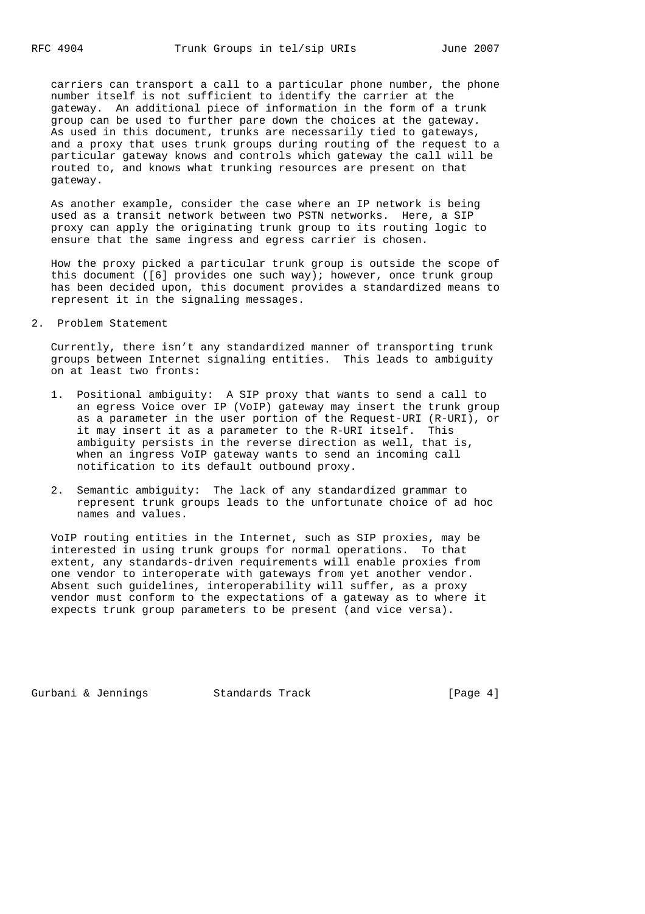carriers can transport a call to a particular phone number, the phone number itself is not sufficient to identify the carrier at the gateway. An additional piece of information in the form of a trunk group can be used to further pare down the choices at the gateway. As used in this document, trunks are necessarily tied to gateways, and a proxy that uses trunk groups during routing of the request to a particular gateway knows and controls which gateway the call will be routed to, and knows what trunking resources are present on that gateway.

As another example, consider the case where an IP network is being used as a transit network between two PSTN networks. Here, a SIP proxy can apply the originating trunk group to its routing logic to ensure that the same ingress and egress carrier is chosen.

How the proxy picked a particular trunk group is outside the scope of this document ([6] provides one such way); however, once trunk group has been decided upon, this document provides a standardized means to represent it in the signaling messages.

## 2. Problem Statement

Currently, there isn't any standardized manner of transporting trunk groups between Internet signaling entities. This leads to ambiguity on at least two fronts:

1. Positional ambiguity: A SIP proxy that wants to send a call to an egress Voice over IP (VoIP) gateway may insert the trunk group as a parameter in the user portion of the Request-URI (R-URI), or it may insert it as a parameter to the R-URI itself. This ambiguity persists in the reverse direction as well, that is, when an ingress VoIP gateway wants to send an incoming call notification to its default outbound proxy.

2. Semantic ambiguity: The lack of any standardized grammar to represent trunk groups leads to the unfortunate choice of ad hoc names and values.

VoIP routing entities in the Internet, such as SIP proxies, may be interested in using trunk groups for normal operations. To that extent, any standards-driven requirements will enable proxies from one vendor to interoperate with gateways from yet another vendor. Absent such guidelines, interoperability will suffer, as a proxy vendor must conform to the expectations of a gateway as to where it expects trunk group parameters to be present (and vice versa).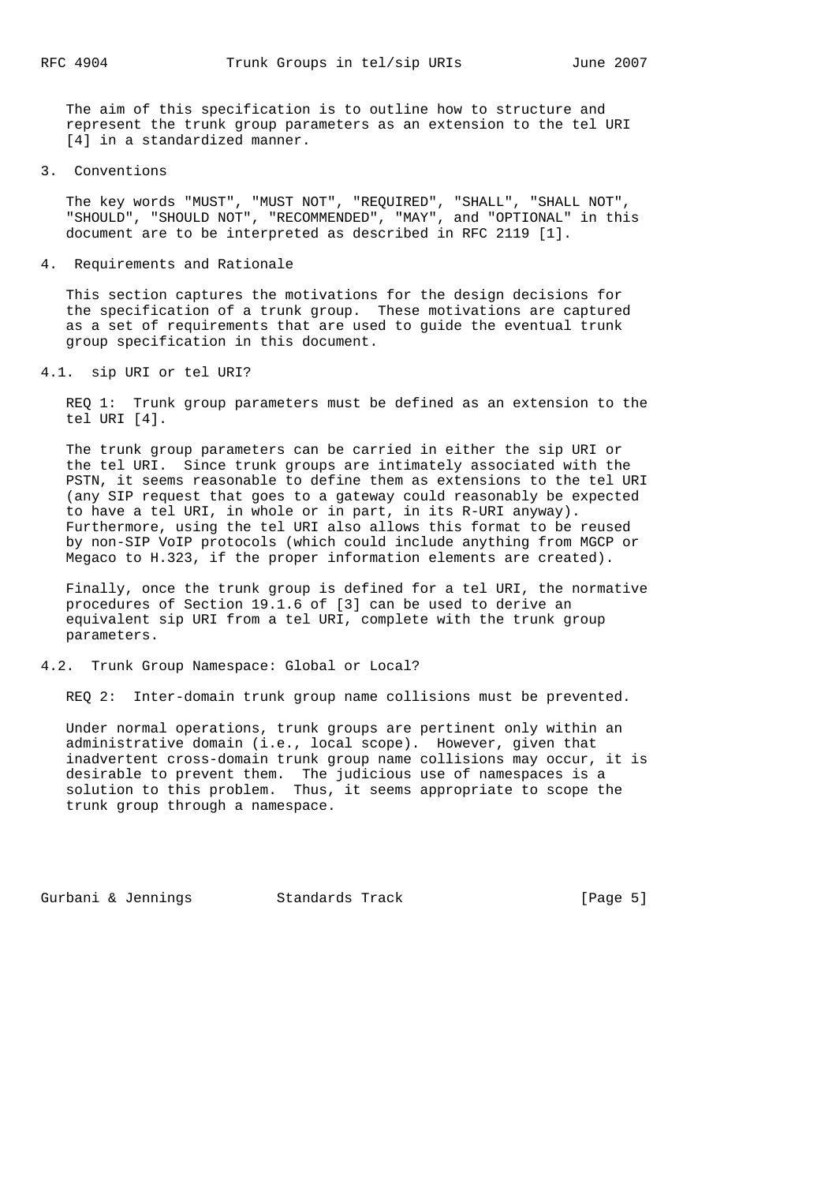The aim of this specification is to outline how to structure and represent the trunk group parameters as an extension to the tel URI [4] in a standardized manner.

## 3. Conventions

The key words "MUST", "MUST NOT", "REQUIRED", "SHALL", "SHALL NOT", "SHOULD", "SHOULD NOT", "RECOMMENDED", "MAY", and "OPTIONAL" in this document are to be interpreted as described in RFC 2119 [1].

## 4. Requirements and Rationale

This section captures the motivations for the design decisions for the specification of a trunk group. These motivations are captured as a set of requirements that are used to guide the eventual trunk group specification in this document.

### 4.1. sip URI or tel URI?

REQ 1: Trunk group parameters must be defined as an extension to the tel URI [4].

The trunk group parameters can be carried in either the sip URI or the tel URI. Since trunk groups are intimately associated with the PSTN, it seems reasonable to define them as extensions to the tel URI (any SIP request that goes to a gateway could reasonably be expected to have a tel URI, in whole or in part, in its R-URI anyway). Furthermore, using the tel URI also allows this format to be reused by non-SIP VoIP protocols (which could include anything from MGCP or Megaco to H.323, if the proper information elements are created).

Finally, once the trunk group is defined for a tel URI, the normative procedures of Section 19.1.6 of [3] can be used to derive an equivalent sip URI from a tel URI, complete with the trunk group parameters.

### 4.2. Trunk Group Namespace: Global or Local?

REQ 2: Inter-domain trunk group name collisions must be prevented.

Under normal operations, trunk groups are pertinent only within an administrative domain (i.e., local scope). However, given that inadvertent cross-domain trunk group name collisions may occur, it is desirable to prevent them. The judicious use of namespaces is a solution to this problem. Thus, it seems appropriate to scope the trunk group through a namespace.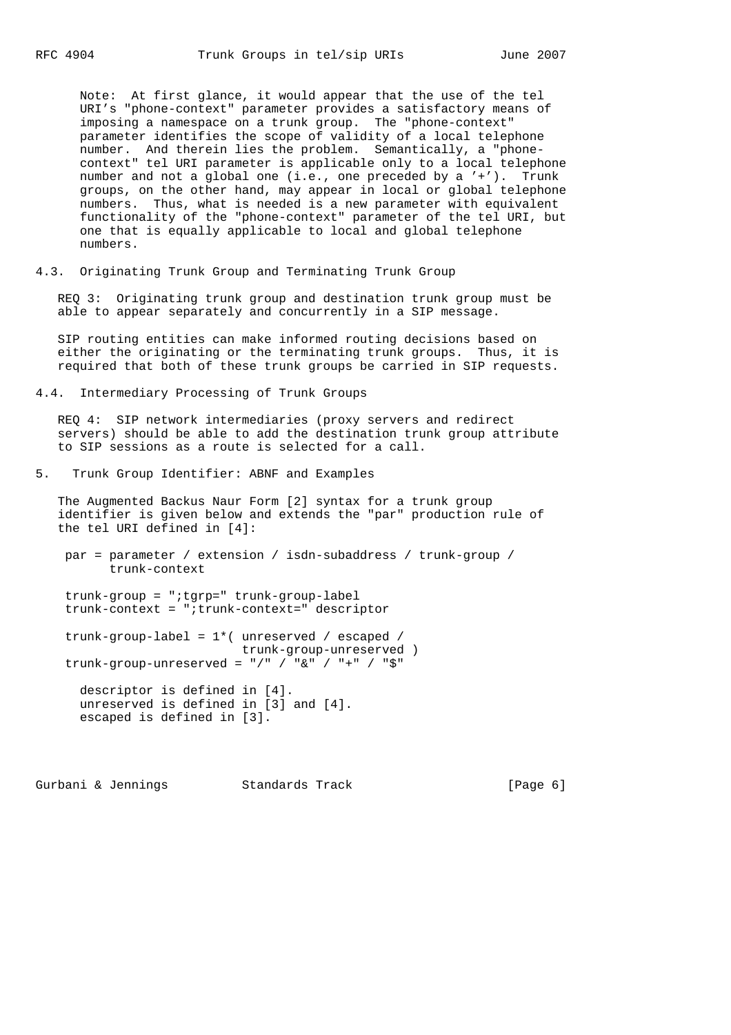Note: At first glance, it would appear that the use of the tel URI's "phone-context" parameter provides a satisfactory means of imposing a namespace on a trunk group. The "phone-context" parameter identifies the scope of validity of a local telephone number. And therein lies the problem. Semantically, a "phone-context" tel URI parameter is applicable only to a local telephone number and not a global one (i.e., one preceded by a '+'). Trunk groups, on the other hand, may appear in local or global telephone numbers. Thus, what is needed is a new parameter with equivalent functionality of the "phone-context" parameter of the tel URI, but one that is equally applicable to local and global telephone numbers.

### 4.3. Originating Trunk Group and Terminating Trunk Group

REQ 3: Originating trunk group and destination trunk group must be able to appear separately and concurrently in a SIP message.

SIP routing entities can make informed routing decisions based on either the originating or the terminating trunk groups. Thus, it is required that both of these trunk groups be carried in SIP requests.

### 4.4. Intermediary Processing of Trunk Groups

REQ 4: SIP network intermediaries (proxy servers and redirect servers) should be able to add the destination trunk group attribute to SIP sessions as a route is selected for a call.

## 5. Trunk Group Identifier: ABNF and Examples

The Augmented Backus Naur Form [2] syntax for a trunk group identifier is given below and extends the "par" production rule of the tel URI defined in [4]:

```
 par = parameter / extension / isdn-subaddress / trunk-group /
       trunk-context

 trunk-group = ";tgrp=" trunk-group-label
 trunk-context = ";trunk-context=" descriptor

 trunk-group-label = 1*( unreserved / escaped /
                         trunk-group-unreserved )
 trunk-group-unreserved = "/" / "&" / "+" / "$"

   descriptor is defined in [4].
   unreserved is defined in [3] and [4].
   escaped is defined in [3].
```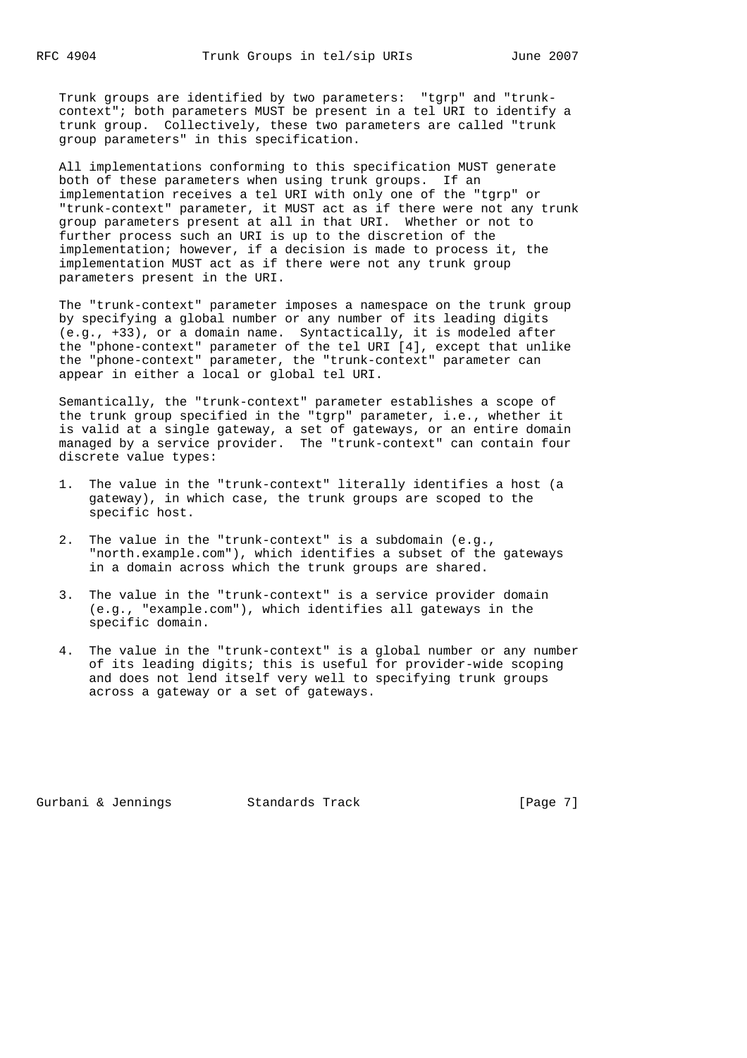Trunk groups are identified by two parameters: "tgrp" and "trunk-context"; both parameters MUST be present in a tel URI to identify a trunk group. Collectively, these two parameters are called "trunk group parameters" in this specification.

All implementations conforming to this specification MUST generate both of these parameters when using trunk groups. If an implementation receives a tel URI with only one of the "tgrp" or "trunk-context" parameter, it MUST act as if there were not any trunk group parameters present at all in that URI. Whether or not to further process such an URI is up to the discretion of the implementation; however, if a decision is made to process it, the implementation MUST act as if there were not any trunk group parameters present in the URI.

The "trunk-context" parameter imposes a namespace on the trunk group by specifying a global number or any number of its leading digits (e.g., +33), or a domain name. Syntactically, it is modeled after the "phone-context" parameter of the tel URI [4], except that unlike the "phone-context" parameter, the "trunk-context" parameter can appear in either a local or global tel URI.

Semantically, the "trunk-context" parameter establishes a scope of the trunk group specified in the "tgrp" parameter, i.e., whether it is valid at a single gateway, a set of gateways, or an entire domain managed by a service provider. The "trunk-context" can contain four discrete value types:

1. The value in the "trunk-context" literally identifies a host (a gateway), in which case, the trunk groups are scoped to the specific host.

2. The value in the "trunk-context" is a subdomain (e.g., "north.example.com"), which identifies a subset of the gateways in a domain across which the trunk groups are shared.

3. The value in the "trunk-context" is a service provider domain (e.g., "example.com"), which identifies all gateways in the specific domain.

4. The value in the "trunk-context" is a global number or any number of its leading digits; this is useful for provider-wide scoping and does not lend itself very well to specifying trunk groups across a gateway or a set of gateways.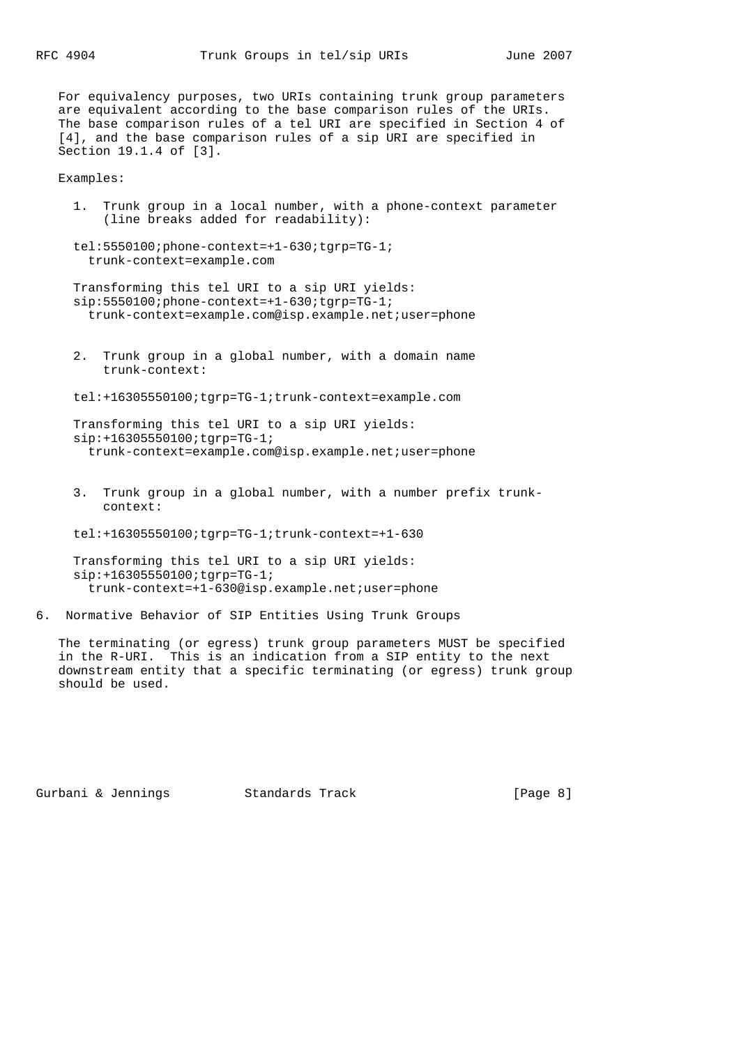For equivalency purposes, two URIs containing trunk group parameters are equivalent according to the base comparison rules of the URIs. The base comparison rules of a tel URI are specified in Section 4 of [4], and the base comparison rules of a sip URI are specified in Section 19.1.4 of [3].

Examples:

1. Trunk group in a local number, with a phone-context parameter (line breaks added for readability):

```
tel:5550100;phone-context=+1-630;tgrp=TG-1;
  trunk-context=example.com
```

Transforming this tel URI to a sip URI yields:

```
sip:5550100;phone-context=+1-630;tgrp=TG-1;
  trunk-context=example.com@isp.example.net;user=phone
```

2. Trunk group in a global number, with a domain name trunk-context:

```
tel:+16305550100;tgrp=TG-1;trunk-context=example.com
```

Transforming this tel URI to a sip URI yields:

```
sip:+16305550100;tgrp=TG-1;
  trunk-context=example.com@isp.example.net;user=phone
```

3. Trunk group in a global number, with a number prefix trunk-context:

```
tel:+16305550100;tgrp=TG-1;trunk-context=+1-630
```

Transforming this tel URI to a sip URI yields:

```
sip:+16305550100;tgrp=TG-1;
  trunk-context=+1-630@isp.example.net;user=phone
```

## 6. Normative Behavior of SIP Entities Using Trunk Groups

The terminating (or egress) trunk group parameters MUST be specified in the R-URI. This is an indication from a SIP entity to the next downstream entity that a specific terminating (or egress) trunk group should be used.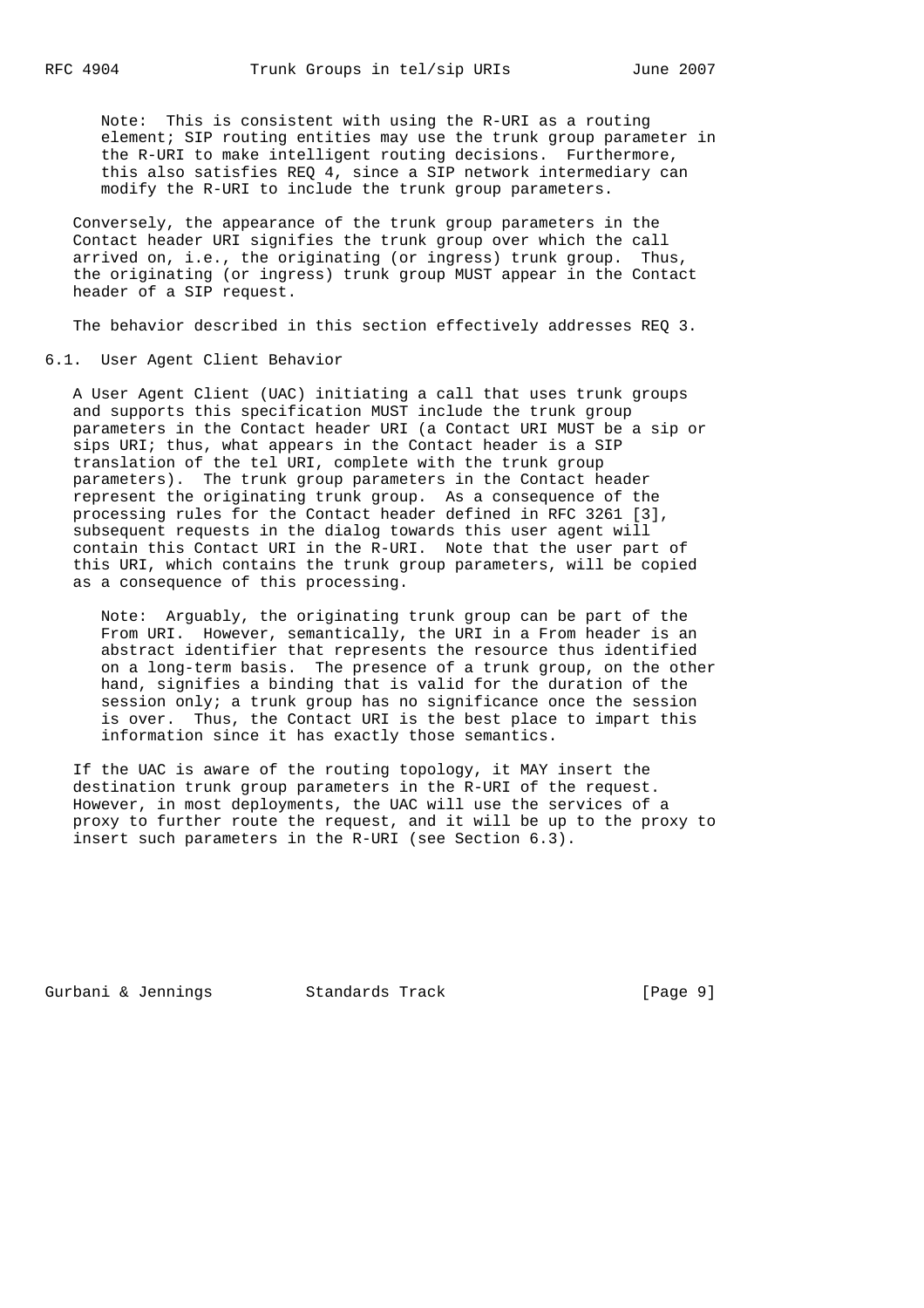Note: This is consistent with using the R-URI as a routing element; SIP routing entities may use the trunk group parameter in the R-URI to make intelligent routing decisions. Furthermore, this also satisfies REQ 4, since a SIP network intermediary can modify the R-URI to include the trunk group parameters.

Conversely, the appearance of the trunk group parameters in the Contact header URI signifies the trunk group over which the call arrived on, i.e., the originating (or ingress) trunk group. Thus, the originating (or ingress) trunk group MUST appear in the Contact header of a SIP request.

The behavior described in this section effectively addresses REQ 3.

### 6.1. User Agent Client Behavior

A User Agent Client (UAC) initiating a call that uses trunk groups and supports this specification MUST include the trunk group parameters in the Contact header URI (a Contact URI MUST be a sip or sips URI; thus, what appears in the Contact header is a SIP translation of the tel URI, complete with the trunk group parameters). The trunk group parameters in the Contact header represent the originating trunk group. As a consequence of the processing rules for the Contact header defined in RFC 3261 [3], subsequent requests in the dialog towards this user agent will contain this Contact URI in the R-URI. Note that the user part of this URI, which contains the trunk group parameters, will be copied as a consequence of this processing.

Note: Arguably, the originating trunk group can be part of the From URI. However, semantically, the URI in a From header is an abstract identifier that represents the resource thus identified on a long-term basis. The presence of a trunk group, on the other hand, signifies a binding that is valid for the duration of the session only; a trunk group has no significance once the session is over. Thus, the Contact URI is the best place to impart this information since it has exactly those semantics.

If the UAC is aware of the routing topology, it MAY insert the destination trunk group parameters in the R-URI of the request. However, in most deployments, the UAC will use the services of a proxy to further route the request, and it will be up to the proxy to insert such parameters in the R-URI (see Section 6.3).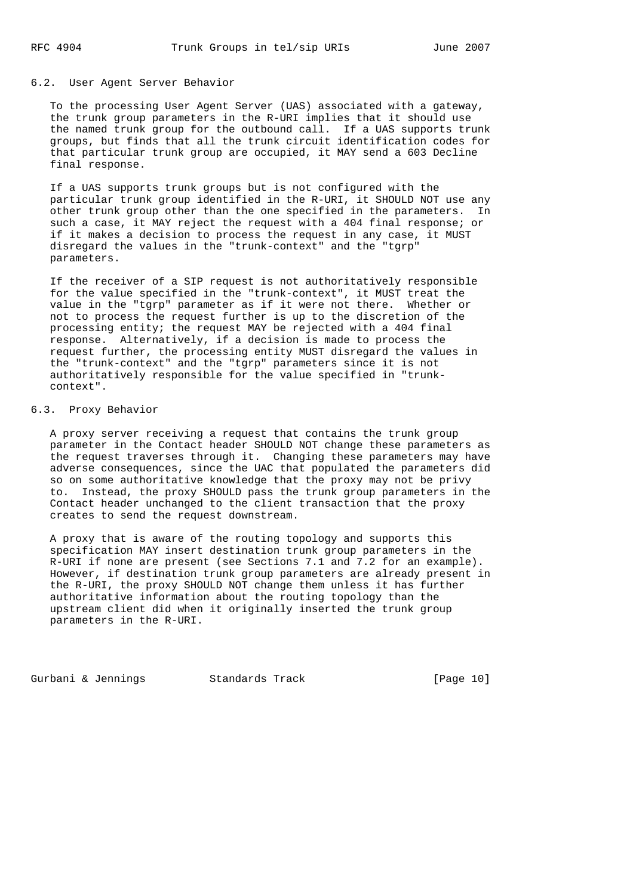### 6.2. User Agent Server Behavior

To the processing User Agent Server (UAS) associated with a gateway, the trunk group parameters in the R-URI implies that it should use the named trunk group for the outbound call. If a UAS supports trunk groups, but finds that all the trunk circuit identification codes for that particular trunk group are occupied, it MAY send a 603 Decline final response.

If a UAS supports trunk groups but is not configured with the particular trunk group identified in the R-URI, it SHOULD NOT use any other trunk group other than the one specified in the parameters. In such a case, it MAY reject the request with a 404 final response; or if it makes a decision to process the request in any case, it MUST disregard the values in the "trunk-context" and the "tgrp" parameters.

If the receiver of a SIP request is not authoritatively responsible for the value specified in the "trunk-context", it MUST treat the value in the "tgrp" parameter as if it were not there. Whether or not to process the request further is up to the discretion of the processing entity; the request MAY be rejected with a 404 final response. Alternatively, if a decision is made to process the request further, the processing entity MUST disregard the values in the "trunk-context" and the "tgrp" parameters since it is not authoritatively responsible for the value specified in "trunk-context".

### 6.3. Proxy Behavior

A proxy server receiving a request that contains the trunk group parameter in the Contact header SHOULD NOT change these parameters as the request traverses through it. Changing these parameters may have adverse consequences, since the UAC that populated the parameters did so on some authoritative knowledge that the proxy may not be privy to. Instead, the proxy SHOULD pass the trunk group parameters in the Contact header unchanged to the client transaction that the proxy creates to send the request downstream.

A proxy that is aware of the routing topology and supports this specification MAY insert destination trunk group parameters in the R-URI if none are present (see Sections 7.1 and 7.2 for an example). However, if destination trunk group parameters are already present in the R-URI, the proxy SHOULD NOT change them unless it has further authoritative information about the routing topology than the upstream client did when it originally inserted the trunk group parameters in the R-URI.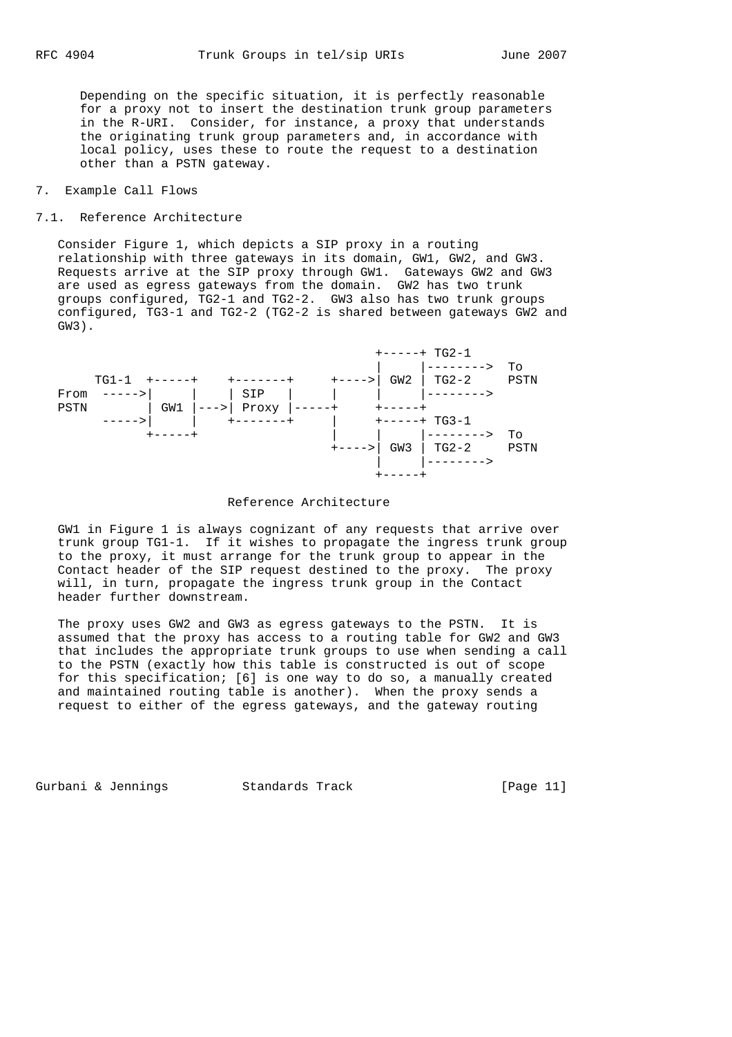Depending on the specific situation, it is perfectly reasonable for a proxy not to insert the destination trunk group parameters in the R-URI. Consider, for instance, a proxy that understands the originating trunk group parameters and, in accordance with local policy, uses these to route the request to a destination other than a PSTN gateway.

## 7. Example Call Flows

### 7.1. Reference Architecture

Consider Figure 1, which depicts a SIP proxy in a routing relationship with three gateways in its domain, GW1, GW2, and GW3. Requests arrive at the SIP proxy through GW1. Gateways GW2 and GW3 are used as egress gateways from the domain. GW2 has two trunk groups configured, TG2-1 and TG2-2. GW3 also has two trunk groups configured, TG3-1 and TG2-2 (TG2-2 is shared between gateways GW2 and GW3).

```
                                            +-----+ TG2-1
                                            |     |--------> To
     TG1-1  +-----+    +-------+     +---->| GW2 | TG2-2     PSTN
From  ----->|     |    | SIP   |     |      |     |-------->
PSTN        | GW1 |--->| Proxy |-----+      +-----+
      ----->|     |    +-------+     |      +-----+ TG3-1
            +-----+                  |      |     |--------> To
                                     +---->| GW3 | TG2-2     PSTN
                                            |     |-------->
                                            +-----+
```

Reference Architecture

GW1 in Figure 1 is always cognizant of any requests that arrive over trunk group TG1-1. If it wishes to propagate the ingress trunk group to the proxy, it must arrange for the trunk group to appear in the Contact header of the SIP request destined to the proxy. The proxy will, in turn, propagate the ingress trunk group in the Contact header further downstream.

The proxy uses GW2 and GW3 as egress gateways to the PSTN. It is assumed that the proxy has access to a routing table for GW2 and GW3 that includes the appropriate trunk groups to use when sending a call to the PSTN (exactly how this table is constructed is out of scope for this specification; [6] is one way to do so, a manually created and maintained routing table is another). When the proxy sends a request to either of the egress gateways, and the gateway routing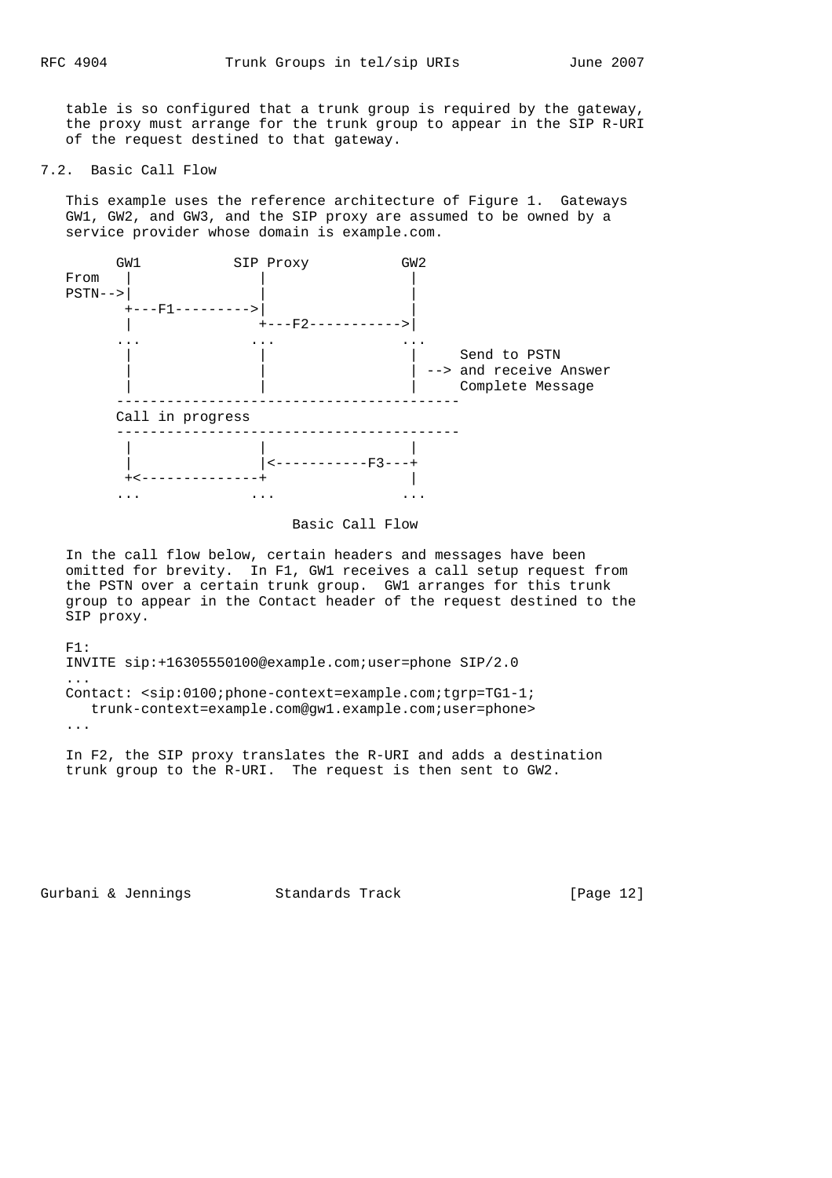table is so configured that a trunk group is required by the gateway, the proxy must arrange for the trunk group to appear in the SIP R-URI of the request destined to that gateway.

### 7.2. Basic Call Flow

This example uses the reference architecture of Figure 1. Gateways GW1, GW2, and GW3, and the SIP proxy are assumed to be owned by a service provider whose domain is example.com.

```
       GW1           SIP Proxy           GW2
From   |                |                 |
PSTN-->|                |                 |
       +---F1--------->|                 |
       |                +---F2----------->|
      ...              ...               ...
       |                |                 |     Send to PSTN
       |                |                 | --> and receive Answer
       |                |                 |     Complete Message
      ----------------------------------------
      Call in progress
      ----------------------------------------
       |                |                 |
       |                |<-----------F3---+
       +<---------------+                 |
      ...              ...               ...
```

Basic Call Flow

In the call flow below, certain headers and messages have been omitted for brevity. In F1, GW1 receives a call setup request from the PSTN over a certain trunk group. GW1 arranges for this trunk group to appear in the Contact header of the request destined to the SIP proxy.

```
F1:
INVITE sip:+16305550100@example.com;user=phone SIP/2.0
...
Contact: <sip:0100;phone-context=example.com;tgrp=TG1-1;
   trunk-context=example.com@gw1.example.com;user=phone>
...
```

In F2, the SIP proxy translates the R-URI and adds a destination trunk group to the R-URI. The request is then sent to GW2.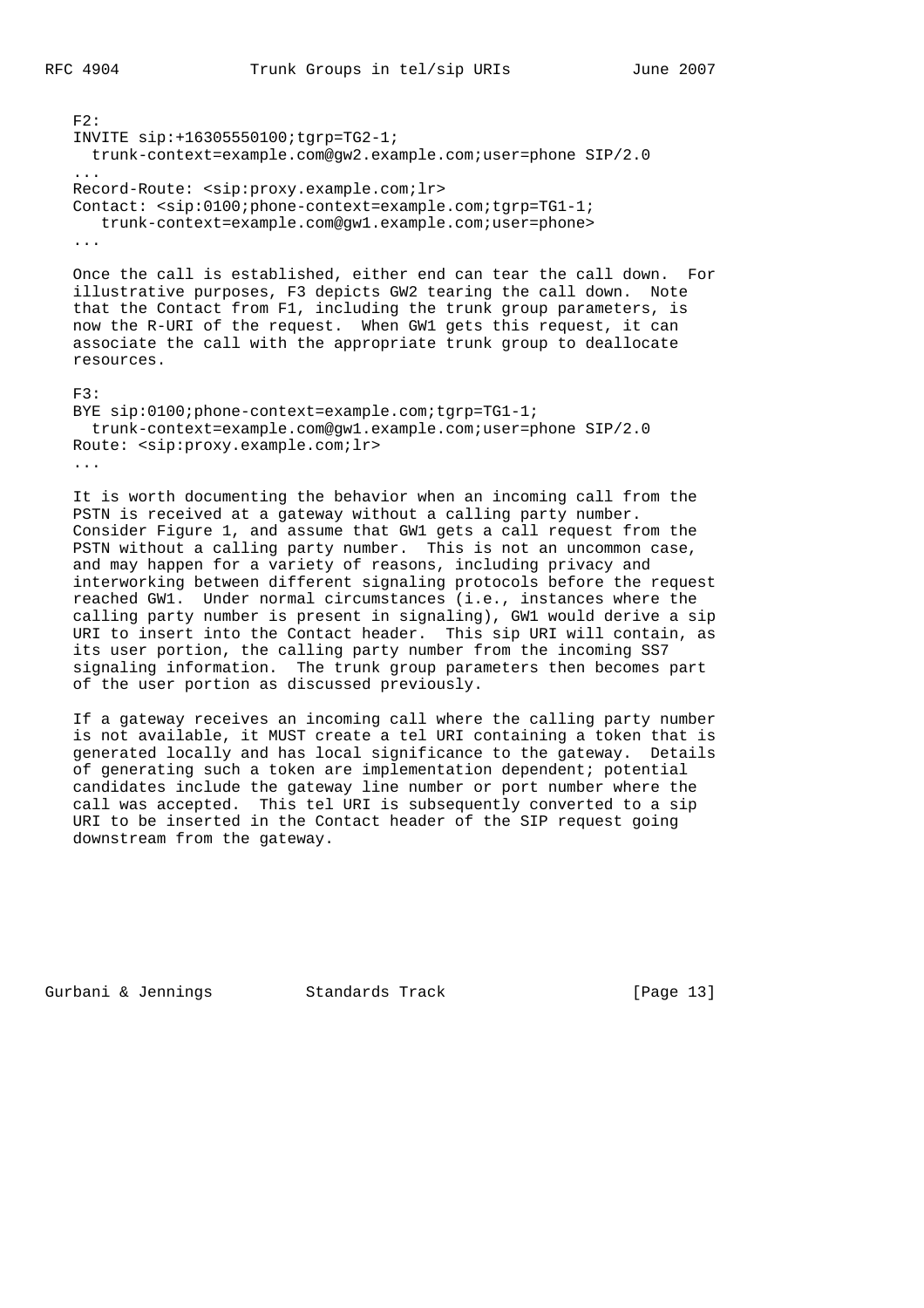F2:

```
INVITE sip:+16305550100;tgrp=TG2-1;
  trunk-context=example.com@gw2.example.com;user=phone SIP/2.0
...
Record-Route: <sip:proxy.example.com;lr>
Contact: <sip:0100;phone-context=example.com;tgrp=TG1-1;
   trunk-context=example.com@gw1.example.com;user=phone>
...
```

Once the call is established, either end can tear the call down. For illustrative purposes, F3 depicts GW2 tearing the call down. Note that the Contact from F1, including the trunk group parameters, is now the R-URI of the request. When GW1 gets this request, it can associate the call with the appropriate trunk group to deallocate resources.

F3:

```
BYE sip:0100;phone-context=example.com;tgrp=TG1-1;
  trunk-context=example.com@gw1.example.com;user=phone SIP/2.0
Route: <sip:proxy.example.com;lr>
...
```

It is worth documenting the behavior when an incoming call from the PSTN is received at a gateway without a calling party number. Consider Figure 1, and assume that GW1 gets a call request from the PSTN without a calling party number. This is not an uncommon case, and may happen for a variety of reasons, including privacy and interworking between different signaling protocols before the request reached GW1. Under normal circumstances (i.e., instances where the calling party number is present in signaling), GW1 would derive a sip URI to insert into the Contact header. This sip URI will contain, as its user portion, the calling party number from the incoming SS7 signaling information. The trunk group parameters then becomes part of the user portion as discussed previously.

If a gateway receives an incoming call where the calling party number is not available, it MUST create a tel URI containing a token that is generated locally and has local significance to the gateway. Details of generating such a token are implementation dependent; potential candidates include the gateway line number or port number where the call was accepted. This tel URI is subsequently converted to a sip URI to be inserted in the Contact header of the SIP request going downstream from the gateway.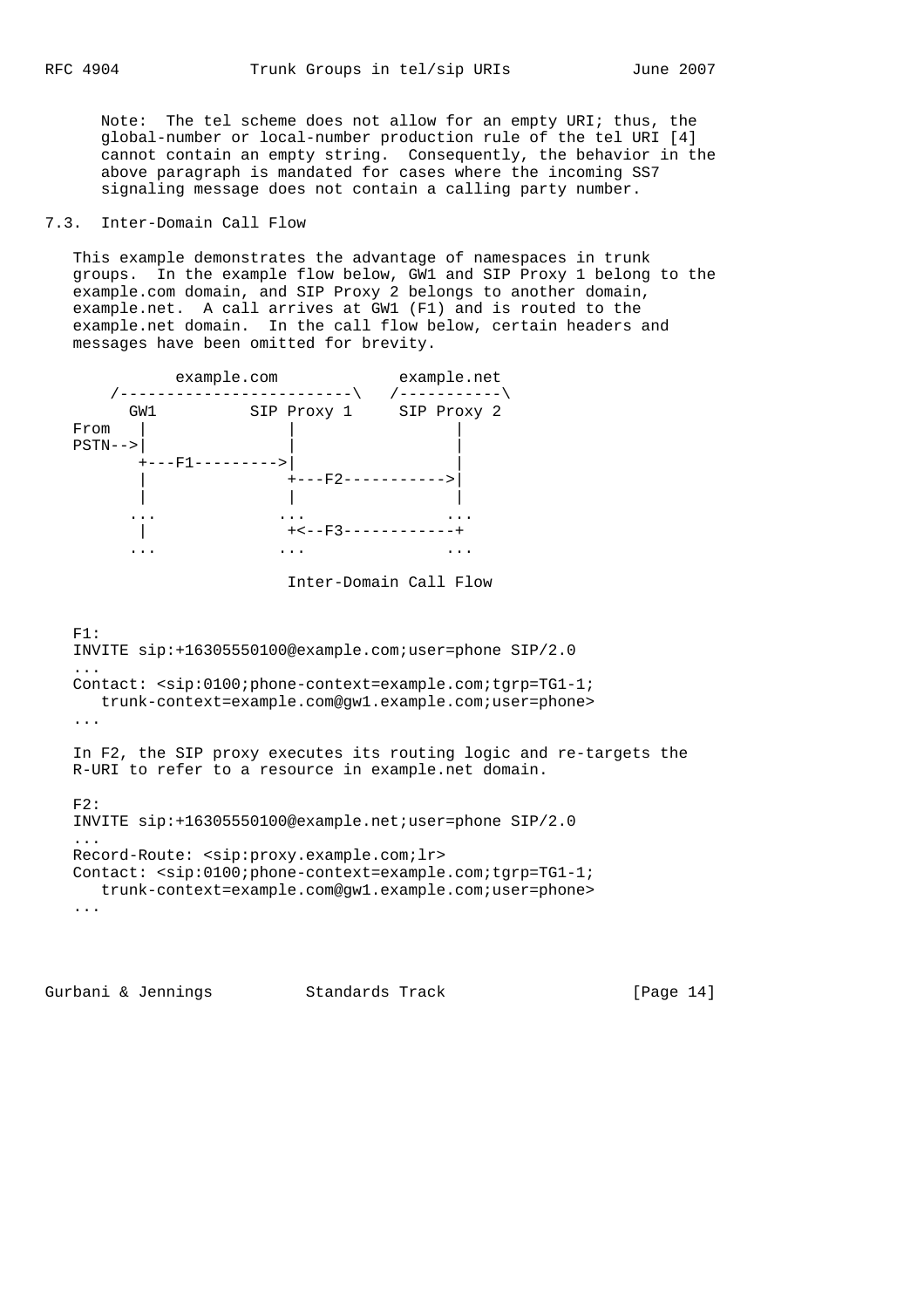Note: The tel scheme does not allow for an empty URI; thus, the global-number or local-number production rule of the tel URI [4] cannot contain an empty string. Consequently, the behavior in the above paragraph is mandated for cases where the incoming SS7 signaling message does not contain a calling party number.

### 7.3. Inter-Domain Call Flow

This example demonstrates the advantage of namespaces in trunk groups. In the example flow below, GW1 and SIP Proxy 1 belong to the example.com domain, and SIP Proxy 2 belongs to another domain, example.net. A call arrives at GW1 (F1) and is routed to the example.net domain. In the call flow below, certain headers and messages have been omitted for brevity.

```
             example.com             example.net
      /-------------------------\   /-----------\
        GW1          SIP Proxy 1     SIP Proxy 2
From   |               |               |
PSTN-->|               |               |
       +---F1--------->|               |
       |               +---F2----------->|
       |               |               |
      ...             ...             ...
       |               +<--F3------------+
      ...             ...             ...
```

Inter-Domain Call Flow

F1:

```
INVITE sip:+16305550100@example.com;user=phone SIP/2.0
...
Contact: <sip:0100;phone-context=example.com;tgrp=TG1-1;
   trunk-context=example.com@gw1.example.com;user=phone>
...
```

In F2, the SIP proxy executes its routing logic and re-targets the R-URI to refer to a resource in example.net domain.

F2:

```
INVITE sip:+16305550100@example.net;user=phone SIP/2.0
...
Record-Route: <sip:proxy.example.com;lr>
Contact: <sip:0100;phone-context=example.com;tgrp=TG1-1;
   trunk-context=example.com@gw1.example.com;user=phone>
...
```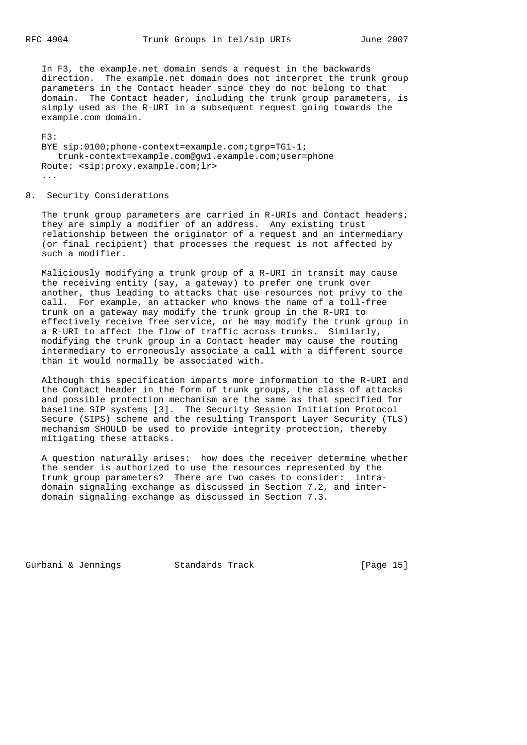In F3, the example.net domain sends a request in the backwards direction. The example.net domain does not interpret the trunk group parameters in the Contact header since they do not belong to that domain. The Contact header, including the trunk group parameters, is simply used as the R-URI in a subsequent request going towards the example.com domain.

```
F3:
BYE sip:0100;phone-context=example.com;tgrp=TG1-1;
   trunk-context=example.com@gw1.example.com;user=phone
Route: <sip:proxy.example.com;lr>
...
```

## 8. Security Considerations

The trunk group parameters are carried in R-URIs and Contact headers; they are simply a modifier of an address. Any existing trust relationship between the originator of a request and an intermediary (or final recipient) that processes the request is not affected by such a modifier.

Maliciously modifying a trunk group of a R-URI in transit may cause the receiving entity (say, a gateway) to prefer one trunk over another, thus leading to attacks that use resources not privy to the call. For example, an attacker who knows the name of a toll-free trunk on a gateway may modify the trunk group in the R-URI to effectively receive free service, or he may modify the trunk group in a R-URI to affect the flow of traffic across trunks. Similarly, modifying the trunk group in a Contact header may cause the routing intermediary to erroneously associate a call with a different source than it would normally be associated with.

Although this specification imparts more information to the R-URI and the Contact header in the form of trunk groups, the class of attacks and possible protection mechanism are the same as that specified for baseline SIP systems [3]. The Security Session Initiation Protocol Secure (SIPS) scheme and the resulting Transport Layer Security (TLS) mechanism SHOULD be used to provide integrity protection, thereby mitigating these attacks.

A question naturally arises: how does the receiver determine whether the sender is authorized to use the resources represented by the trunk group parameters? There are two cases to consider: intra-domain signaling exchange as discussed in Section 7.2, and inter-domain signaling exchange as discussed in Section 7.3.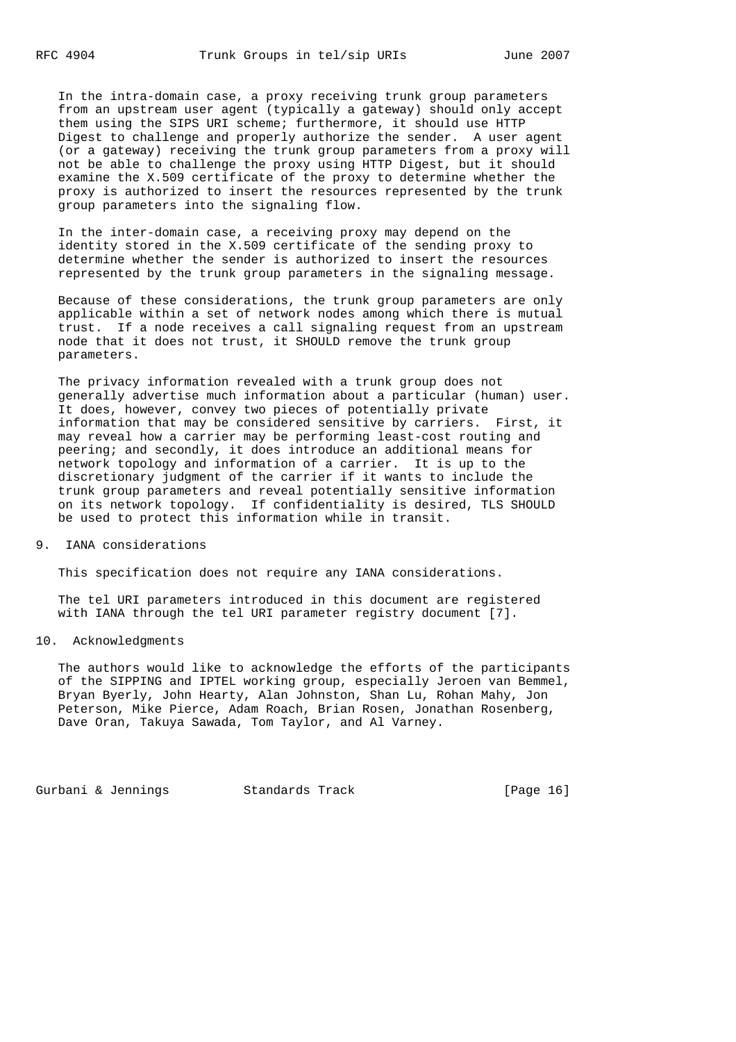In the intra-domain case, a proxy receiving trunk group parameters from an upstream user agent (typically a gateway) should only accept them using the SIPS URI scheme; furthermore, it should use HTTP Digest to challenge and properly authorize the sender. A user agent (or a gateway) receiving the trunk group parameters from a proxy will not be able to challenge the proxy using HTTP Digest, but it should examine the X.509 certificate of the proxy to determine whether the proxy is authorized to insert the resources represented by the trunk group parameters into the signaling flow.

In the inter-domain case, a receiving proxy may depend on the identity stored in the X.509 certificate of the sending proxy to determine whether the sender is authorized to insert the resources represented by the trunk group parameters in the signaling message.

Because of these considerations, the trunk group parameters are only applicable within a set of network nodes among which there is mutual trust. If a node receives a call signaling request from an upstream node that it does not trust, it SHOULD remove the trunk group parameters.

The privacy information revealed with a trunk group does not generally advertise much information about a particular (human) user. It does, however, convey two pieces of potentially private information that may be considered sensitive by carriers. First, it may reveal how a carrier may be performing least-cost routing and peering; and secondly, it does introduce an additional means for network topology and information of a carrier. It is up to the discretionary judgment of the carrier if it wants to include the trunk group parameters and reveal potentially sensitive information on its network topology. If confidentiality is desired, TLS SHOULD be used to protect this information while in transit.

## 9. IANA considerations

This specification does not require any IANA considerations.

The tel URI parameters introduced in this document are registered with IANA through the tel URI parameter registry document [7].

## 10. Acknowledgments

The authors would like to acknowledge the efforts of the participants of the SIPPING and IPTEL working group, especially Jeroen van Bemmel, Bryan Byerly, John Hearty, Alan Johnston, Shan Lu, Rohan Mahy, Jon Peterson, Mike Pierce, Adam Roach, Brian Rosen, Jonathan Rosenberg, Dave Oran, Takuya Sawada, Tom Taylor, and Al Varney.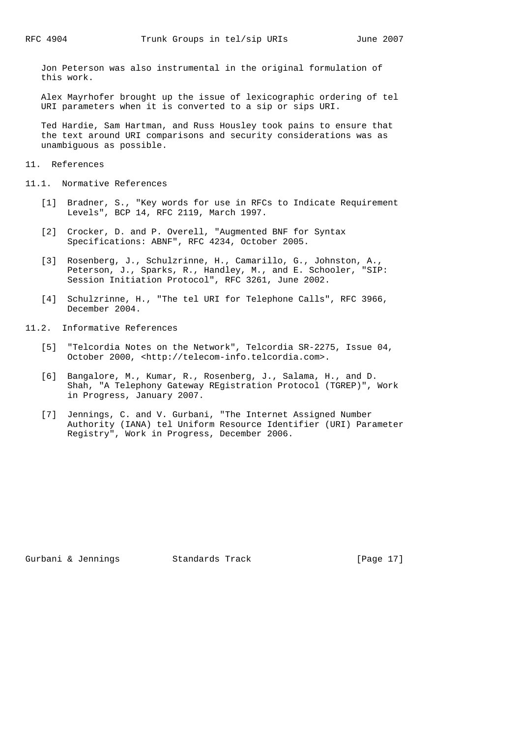Jon Peterson was also instrumental in the original formulation of this work.

Alex Mayrhofer brought up the issue of lexicographic ordering of tel URI parameters when it is converted to a sip or sips URI.

Ted Hardie, Sam Hartman, and Russ Housley took pains to ensure that the text around URI comparisons and security considerations was as unambiguous as possible.

## 11. References

### 11.1. Normative References

[1] Bradner, S., "Key words for use in RFCs to Indicate Requirement Levels", BCP 14, RFC 2119, March 1997.

[2] Crocker, D. and P. Overell, "Augmented BNF for Syntax Specifications: ABNF", RFC 4234, October 2005.

[3] Rosenberg, J., Schulzrinne, H., Camarillo, G., Johnston, A., Peterson, J., Sparks, R., Handley, M., and E. Schooler, "SIP: Session Initiation Protocol", RFC 3261, June 2002.

[4] Schulzrinne, H., "The tel URI for Telephone Calls", RFC 3966, December 2004.

### 11.2. Informative References

[5] "Telcordia Notes on the Network", Telcordia SR-2275, Issue 04, October 2000, <http://telecom-info.telcordia.com>.

[6] Bangalore, M., Kumar, R., Rosenberg, J., Salama, H., and D. Shah, "A Telephony Gateway REgistration Protocol (TGREP)", Work in Progress, January 2007.

[7] Jennings, C. and V. Gurbani, "The Internet Assigned Number Authority (IANA) tel Uniform Resource Identifier (URI) Parameter Registry", Work in Progress, December 2006.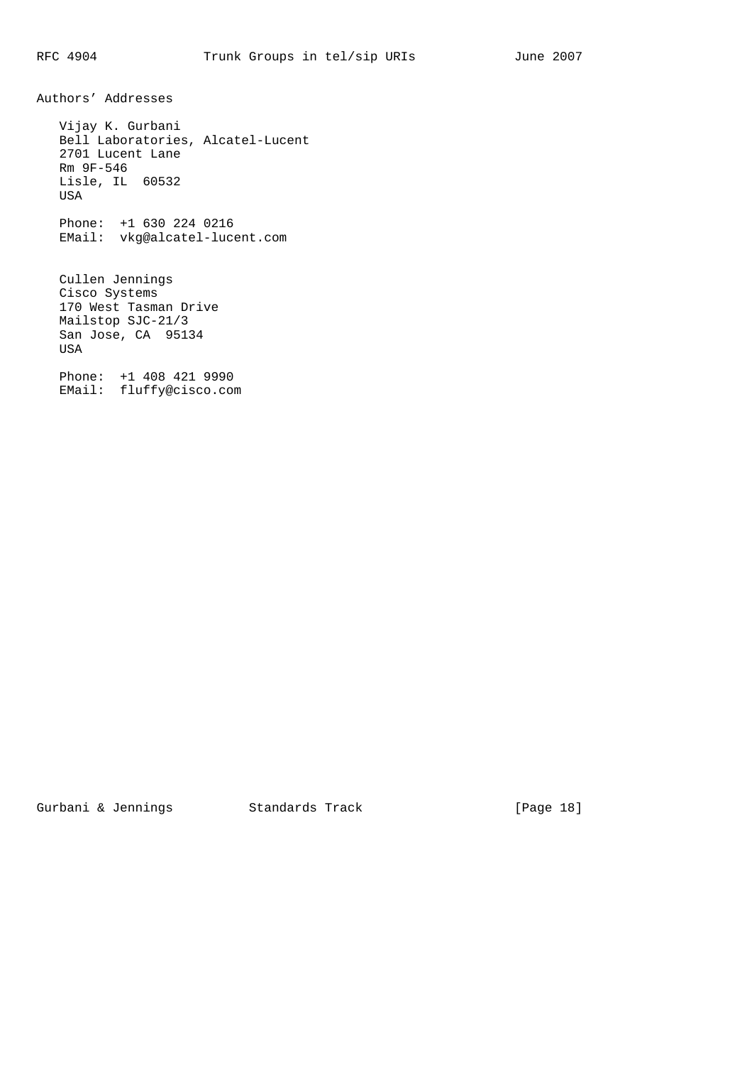## Authors' Addresses

Vijay K. Gurbani
Bell Laboratories, Alcatel-Lucent
2701 Lucent Lane
Rm 9F-546
Lisle, IL  60532
USA

Phone:  +1 630 224 0216
EMail:  vkg@alcatel-lucent.com

Cullen Jennings
Cisco Systems
170 West Tasman Drive
Mailstop SJC-21/3
San Jose, CA  95134
USA

Phone:  +1 408 421 9990
EMail:  fluffy@cisco.com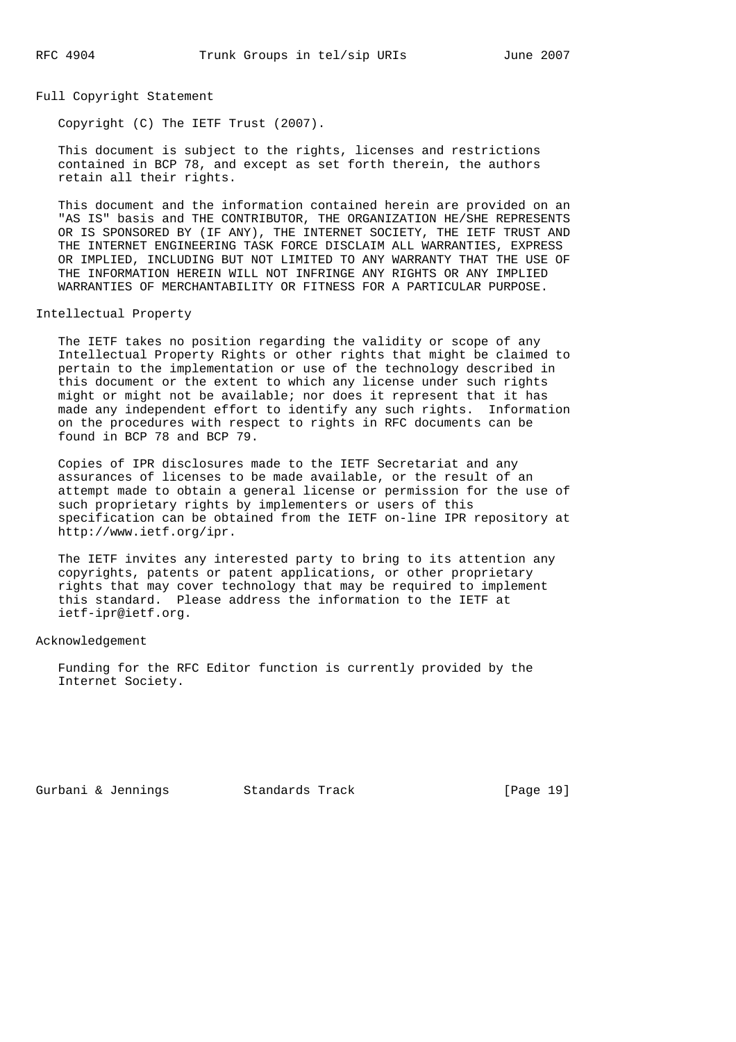## Full Copyright Statement

Copyright (C) The IETF Trust (2007).

This document is subject to the rights, licenses and restrictions contained in BCP 78, and except as set forth therein, the authors retain all their rights.

This document and the information contained herein are provided on an "AS IS" basis and THE CONTRIBUTOR, THE ORGANIZATION HE/SHE REPRESENTS OR IS SPONSORED BY (IF ANY), THE INTERNET SOCIETY, THE IETF TRUST AND THE INTERNET ENGINEERING TASK FORCE DISCLAIM ALL WARRANTIES, EXPRESS OR IMPLIED, INCLUDING BUT NOT LIMITED TO ANY WARRANTY THAT THE USE OF THE INFORMATION HEREIN WILL NOT INFRINGE ANY RIGHTS OR ANY IMPLIED WARRANTIES OF MERCHANTABILITY OR FITNESS FOR A PARTICULAR PURPOSE.

## Intellectual Property

The IETF takes no position regarding the validity or scope of any Intellectual Property Rights or other rights that might be claimed to pertain to the implementation or use of the technology described in this document or the extent to which any license under such rights might or might not be available; nor does it represent that it has made any independent effort to identify any such rights. Information on the procedures with respect to rights in RFC documents can be found in BCP 78 and BCP 79.

Copies of IPR disclosures made to the IETF Secretariat and any assurances of licenses to be made available, or the result of an attempt made to obtain a general license or permission for the use of such proprietary rights by implementers or users of this specification can be obtained from the IETF on-line IPR repository at http://www.ietf.org/ipr.

The IETF invites any interested party to bring to its attention any copyrights, patents or patent applications, or other proprietary rights that may cover technology that may be required to implement this standard. Please address the information to the IETF at ietf-ipr@ietf.org.

## Acknowledgement

Funding for the RFC Editor function is currently provided by the Internet Society.